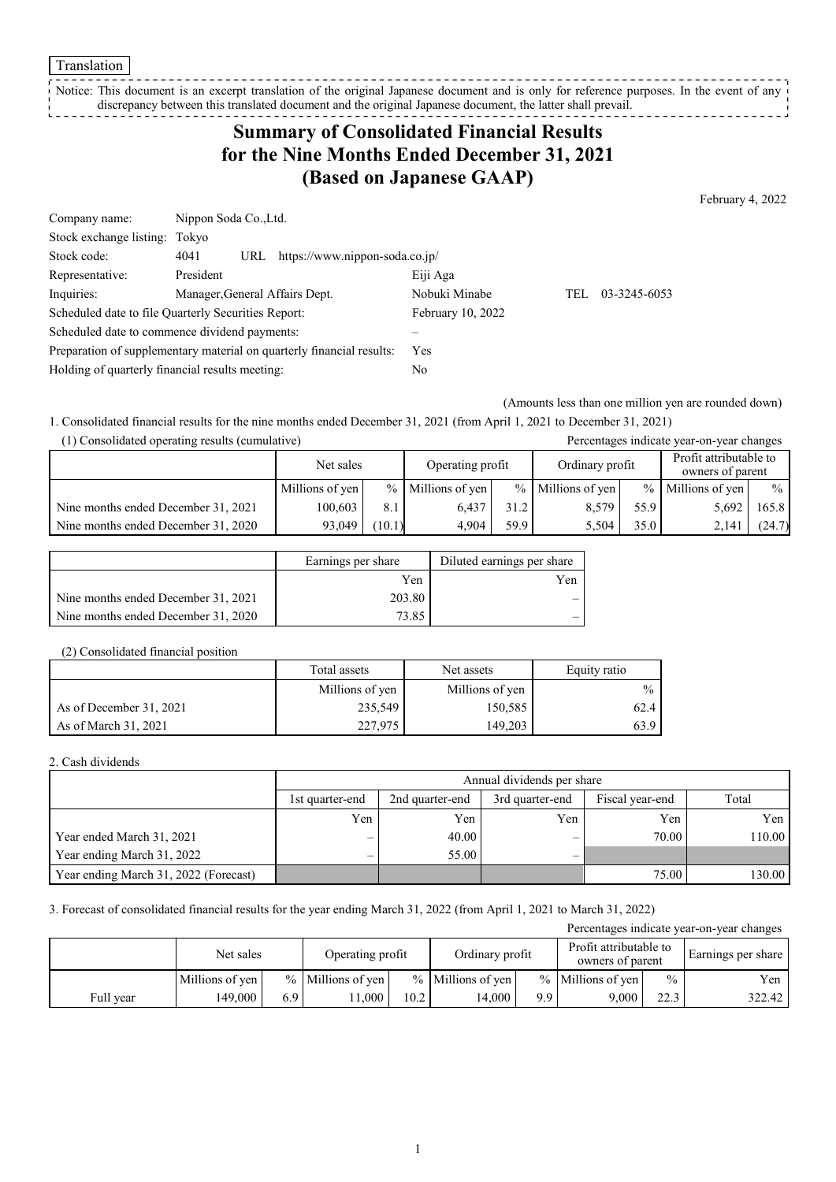Translation

Notice: This document is an excerpt translation of the original Japanese document and is only for reference purposes. In the event of any discrepancy between this translated document and the original Japanese document, the latter shall prevail.

# Summary of Consolidated Financial Results for the Nine Months Ended December 31, 2021 (Based on Japanese GAAP)

February 4, 2022

| | | |
|---|---|---|
| Company name: | Nippon Soda Co.,Ltd. | |
| Stock exchange listing: | Tokyo | |
| Stock code: | 4041 URL https://www.nippon-soda.co.jp/ | |
| Representative: | President | Eiji Aga |
| Inquiries: | Manager,General Affairs Dept. | Nobuki Minabe TEL 03-3245-6053 |
| Scheduled date to file Quarterly Securities Report: | | February 10, 2022 |
| Scheduled date to commence dividend payments: | | – |
| Preparation of supplementary material on quarterly financial results: | | Yes |
| Holding of quarterly financial results meeting: | | No |

(Amounts less than one million yen are rounded down)

1. Consolidated financial results for the nine months ended December 31, 2021 (from April 1, 2021 to December 31, 2021)

(1) Consolidated operating results (cumulative)

Percentages indicate year-on-year changes

| | Net sales | | Operating profit | | Ordinary profit | | Profit attributable to owners of parent | |
|---|---|---|---|---|---|---|---|---|
| | Millions of yen | % | Millions of yen | % | Millions of yen | % | Millions of yen | % |
| Nine months ended December 31, 2021 | 100,603 | 8.1 | 6,437 | 31.2 | 8,579 | 55.9 | 5,692 | 165.8 |
| Nine months ended December 31, 2020 | 93,049 | (10.1) | 4,904 | 59.9 | 5,504 | 35.0 | 2,141 | (24.7) |

| | Earnings per share | Diluted earnings per share |
|---|---|---|
| | Yen | Yen |
| Nine months ended December 31, 2021 | 203.80 | – |
| Nine months ended December 31, 2020 | 73.85 | – |

(2) Consolidated financial position

| | Total assets | Net assets | Equity ratio |
|---|---|---|---|
| | Millions of yen | Millions of yen | % |
| As of December 31, 2021 | 235,549 | 150,585 | 62.4 |
| As of March 31, 2021 | 227,975 | 149,203 | 63.9 |

2. Cash dividends

| | Annual dividends per share | | | | |
|---|---|---|---|---|---|
| | 1st quarter-end | 2nd quarter-end | 3rd quarter-end | Fiscal year-end | Total |
| | Yen | Yen | Yen | Yen | Yen |
| Year ended March 31, 2021 | – | 40.00 | – | 70.00 | 110.00 |
| Year ending March 31, 2022 | – | 55.00 | – | | |
| Year ending March 31, 2022 (Forecast) | | | | 75.00 | 130.00 |

3. Forecast of consolidated financial results for the year ending March 31, 2022 (from April 1, 2021 to March 31, 2022)

Percentages indicate year-on-year changes

| | Net sales | | Operating profit | | Ordinary profit | | Profit attributable to owners of parent | | Earnings per share |
|---|---|---|---|---|---|---|---|---|---|
| | Millions of yen | % | Millions of yen | % | Millions of yen | % | Millions of yen | % | Yen |
| Full year | 149,000 | 6.9 | 11,000 | 10.2 | 14,000 | 9.9 | 9,000 | 22.3 | 322.42 |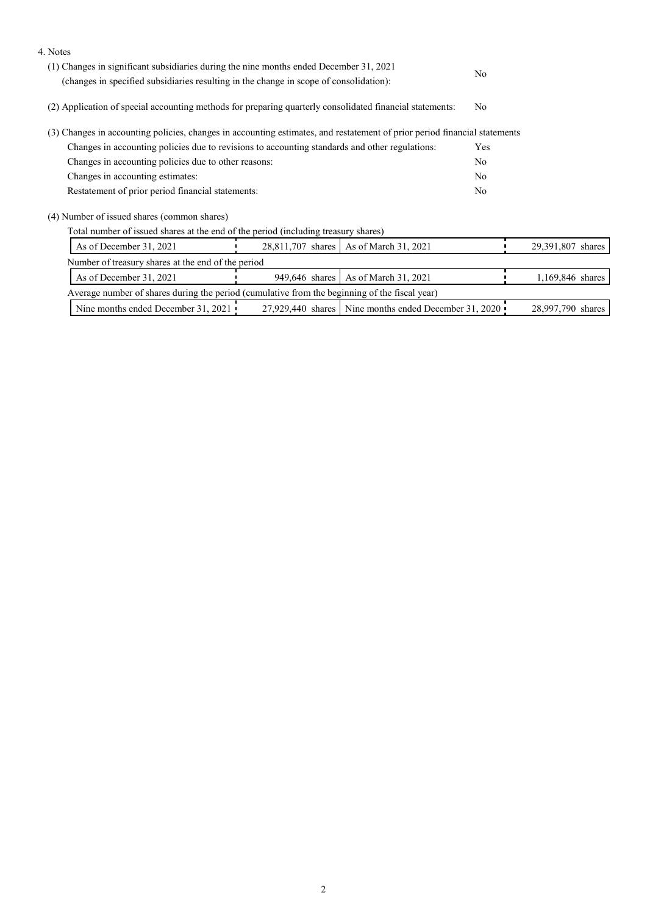4. Notes

(1) Changes in significant subsidiaries during the nine months ended December 31, 2021 (changes in specified subsidiaries resulting in the change in scope of consolidation): No

(2) Application of special accounting methods for preparing quarterly consolidated financial statements: No

(3) Changes in accounting policies, changes in accounting estimates, and restatement of prior period financial statements

| | |
|---|---|
| Changes in accounting policies due to revisions to accounting standards and other regulations: | Yes |
| Changes in accounting policies due to other reasons: | No |
| Changes in accounting estimates: | No |
| Restatement of prior period financial statements: | No |

(4) Number of issued shares (common shares)

Total number of issued shares at the end of the period (including treasury shares)

| | | | |
|---|---|---|---|
| As of December 31, 2021 | 28,811,707 shares | As of March 31, 2021 | 29,391,807 shares |

Number of treasury shares at the end of the period

| | | | |
|---|---|---|---|
| As of December 31, 2021 | 949,646 shares | As of March 31, 2021 | 1,169,846 shares |

Average number of shares during the period (cumulative from the beginning of the fiscal year)

| | | | |
|---|---|---|---|
| Nine months ended December 31, 2021 | 27,929,440 shares | Nine months ended December 31, 2020 | 28,997,790 shares |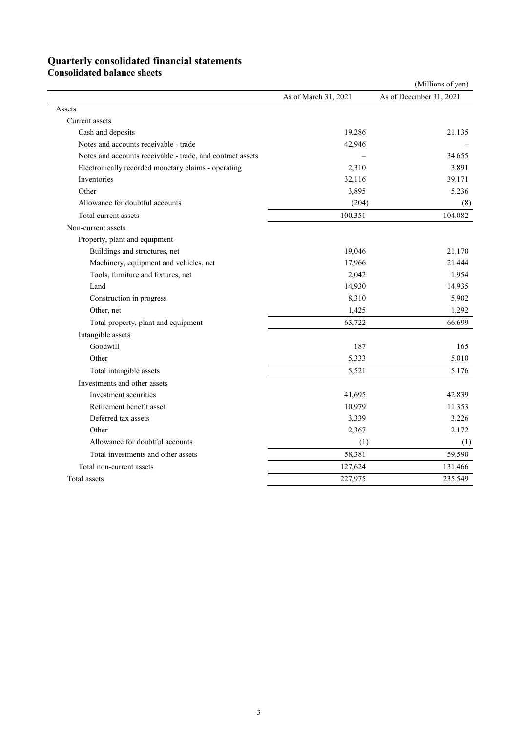# Quarterly consolidated financial statements

## Consolidated balance sheets

(Millions of yen)

| | As of March 31, 2021 | As of December 31, 2021 |
|---|---|---|
| Assets | | |
| Current assets | | |
| Cash and deposits | 19,286 | 21,135 |
| Notes and accounts receivable - trade | 42,946 | – |
| Notes and accounts receivable - trade, and contract assets | – | 34,655 |
| Electronically recorded monetary claims - operating | 2,310 | 3,891 |
| Inventories | 32,116 | 39,171 |
| Other | 3,895 | 5,236 |
| Allowance for doubtful accounts | (204) | (8) |
| Total current assets | 100,351 | 104,082 |
| Non-current assets | | |
| Property, plant and equipment | | |
| Buildings and structures, net | 19,046 | 21,170 |
| Machinery, equipment and vehicles, net | 17,966 | 21,444 |
| Tools, furniture and fixtures, net | 2,042 | 1,954 |
| Land | 14,930 | 14,935 |
| Construction in progress | 8,310 | 5,902 |
| Other, net | 1,425 | 1,292 |
| Total property, plant and equipment | 63,722 | 66,699 |
| Intangible assets | | |
| Goodwill | 187 | 165 |
| Other | 5,333 | 5,010 |
| Total intangible assets | 5,521 | 5,176 |
| Investments and other assets | | |
| Investment securities | 41,695 | 42,839 |
| Retirement benefit asset | 10,979 | 11,353 |
| Deferred tax assets | 3,339 | 3,226 |
| Other | 2,367 | 2,172 |
| Allowance for doubtful accounts | (1) | (1) |
| Total investments and other assets | 58,381 | 59,590 |
| Total non-current assets | 127,624 | 131,466 |
| Total assets | 227,975 | 235,549 |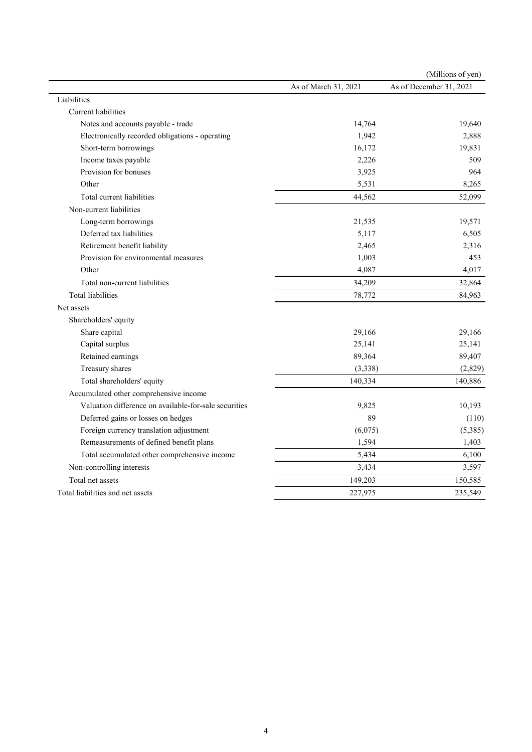(Millions of yen)

| | As of March 31, 2021 | As of December 31, 2021 |
|---|---|---|
| Liabilities | | |
| Current liabilities | | |
| Notes and accounts payable - trade | 14,764 | 19,640 |
| Electronically recorded obligations - operating | 1,942 | 2,888 |
| Short-term borrowings | 16,172 | 19,831 |
| Income taxes payable | 2,226 | 509 |
| Provision for bonuses | 3,925 | 964 |
| Other | 5,531 | 8,265 |
| Total current liabilities | 44,562 | 52,099 |
| Non-current liabilities | | |
| Long-term borrowings | 21,535 | 19,571 |
| Deferred tax liabilities | 5,117 | 6,505 |
| Retirement benefit liability | 2,465 | 2,316 |
| Provision for environmental measures | 1,003 | 453 |
| Other | 4,087 | 4,017 |
| Total non-current liabilities | 34,209 | 32,864 |
| Total liabilities | 78,772 | 84,963 |
| Net assets | | |
| Shareholders' equity | | |
| Share capital | 29,166 | 29,166 |
| Capital surplus | 25,141 | 25,141 |
| Retained earnings | 89,364 | 89,407 |
| Treasury shares | (3,338) | (2,829) |
| Total shareholders' equity | 140,334 | 140,886 |
| Accumulated other comprehensive income | | |
| Valuation difference on available-for-sale securities | 9,825 | 10,193 |
| Deferred gains or losses on hedges | 89 | (110) |
| Foreign currency translation adjustment | (6,075) | (5,385) |
| Remeasurements of defined benefit plans | 1,594 | 1,403 |
| Total accumulated other comprehensive income | 5,434 | 6,100 |
| Non-controlling interests | 3,434 | 3,597 |
| Total net assets | 149,203 | 150,585 |
| Total liabilities and net assets | 227,975 | 235,549 |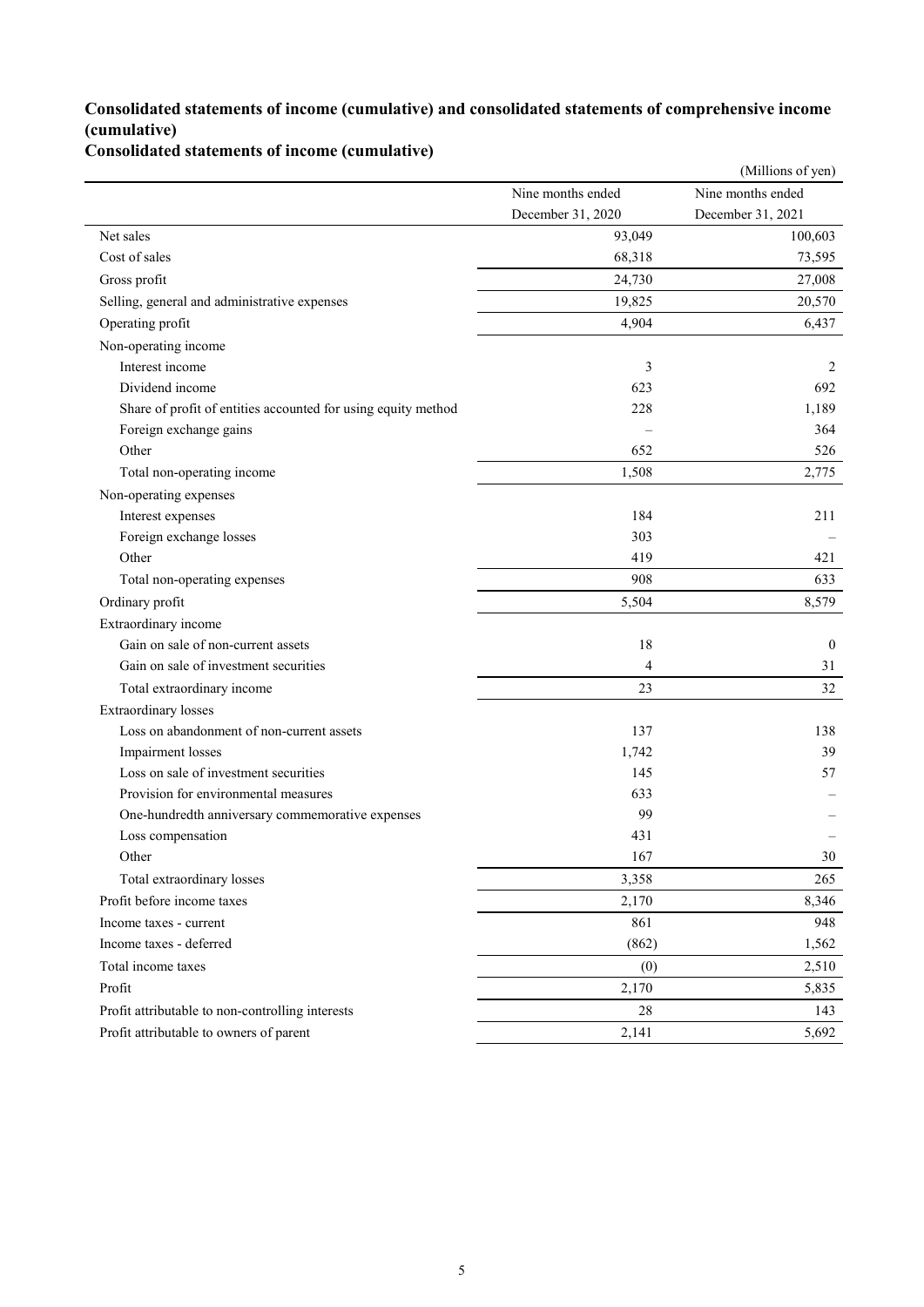## Consolidated statements of income (cumulative) and consolidated statements of comprehensive income (cumulative)

### Consolidated statements of income (cumulative)

(Millions of yen)

| | Nine months ended December 31, 2020 | Nine months ended December 31, 2021 |
|---|---|---|
| Net sales | 93,049 | 100,603 |
| Cost of sales | 68,318 | 73,595 |
| Gross profit | 24,730 | 27,008 |
| Selling, general and administrative expenses | 19,825 | 20,570 |
| Operating profit | 4,904 | 6,437 |
| Non-operating income | | |
| Interest income | 3 | 2 |
| Dividend income | 623 | 692 |
| Share of profit of entities accounted for using equity method | 228 | 1,189 |
| Foreign exchange gains | – | 364 |
| Other | 652 | 526 |
| Total non-operating income | 1,508 | 2,775 |
| Non-operating expenses | | |
| Interest expenses | 184 | 211 |
| Foreign exchange losses | 303 | – |
| Other | 419 | 421 |
| Total non-operating expenses | 908 | 633 |
| Ordinary profit | 5,504 | 8,579 |
| Extraordinary income | | |
| Gain on sale of non-current assets | 18 | 0 |
| Gain on sale of investment securities | 4 | 31 |
| Total extraordinary income | 23 | 32 |
| Extraordinary losses | | |
| Loss on abandonment of non-current assets | 137 | 138 |
| Impairment losses | 1,742 | 39 |
| Loss on sale of investment securities | 145 | 57 |
| Provision for environmental measures | 633 | – |
| One-hundredth anniversary commemorative expenses | 99 | – |
| Loss compensation | 431 | – |
| Other | 167 | 30 |
| Total extraordinary losses | 3,358 | 265 |
| Profit before income taxes | 2,170 | 8,346 |
| Income taxes - current | 861 | 948 |
| Income taxes - deferred | (862) | 1,562 |
| Total income taxes | (0) | 2,510 |
| Profit | 2,170 | 5,835 |
| Profit attributable to non-controlling interests | 28 | 143 |
| Profit attributable to owners of parent | 2,141 | 5,692 |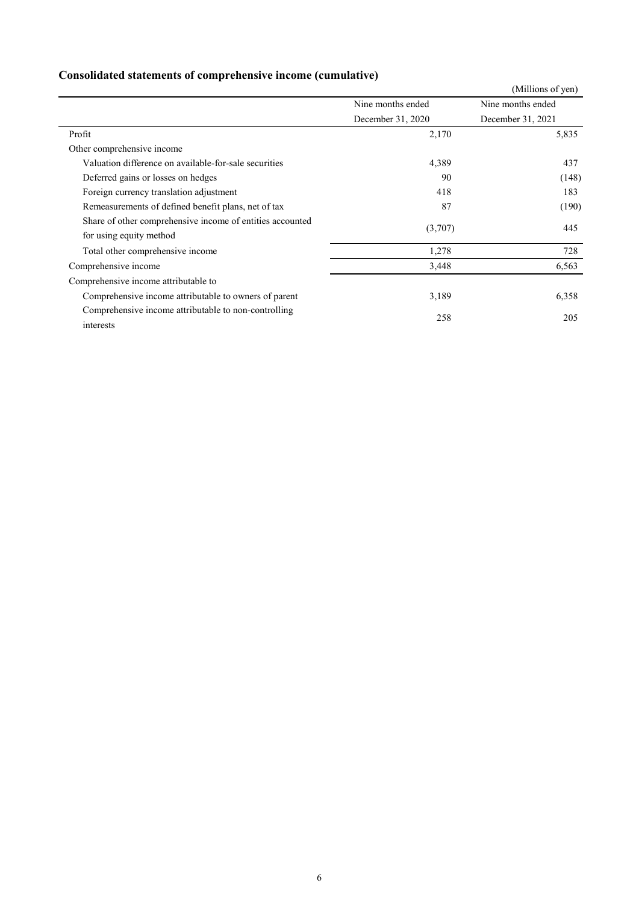## Consolidated statements of comprehensive income (cumulative)

(Millions of yen)

| | Nine months ended December 31, 2020 | Nine months ended December 31, 2021 |
|---|---|---|
| Profit | 2,170 | 5,835 |
| Other comprehensive income | | |
| Valuation difference on available-for-sale securities | 4,389 | 437 |
| Deferred gains or losses on hedges | 90 | (148) |
| Foreign currency translation adjustment | 418 | 183 |
| Remeasurements of defined benefit plans, net of tax | 87 | (190) |
| Share of other comprehensive income of entities accounted for using equity method | (3,707) | 445 |
| Total other comprehensive income | 1,278 | 728 |
| Comprehensive income | 3,448 | 6,563 |
| Comprehensive income attributable to | | |
| Comprehensive income attributable to owners of parent | 3,189 | 6,358 |
| Comprehensive income attributable to non-controlling interests | 258 | 205 |